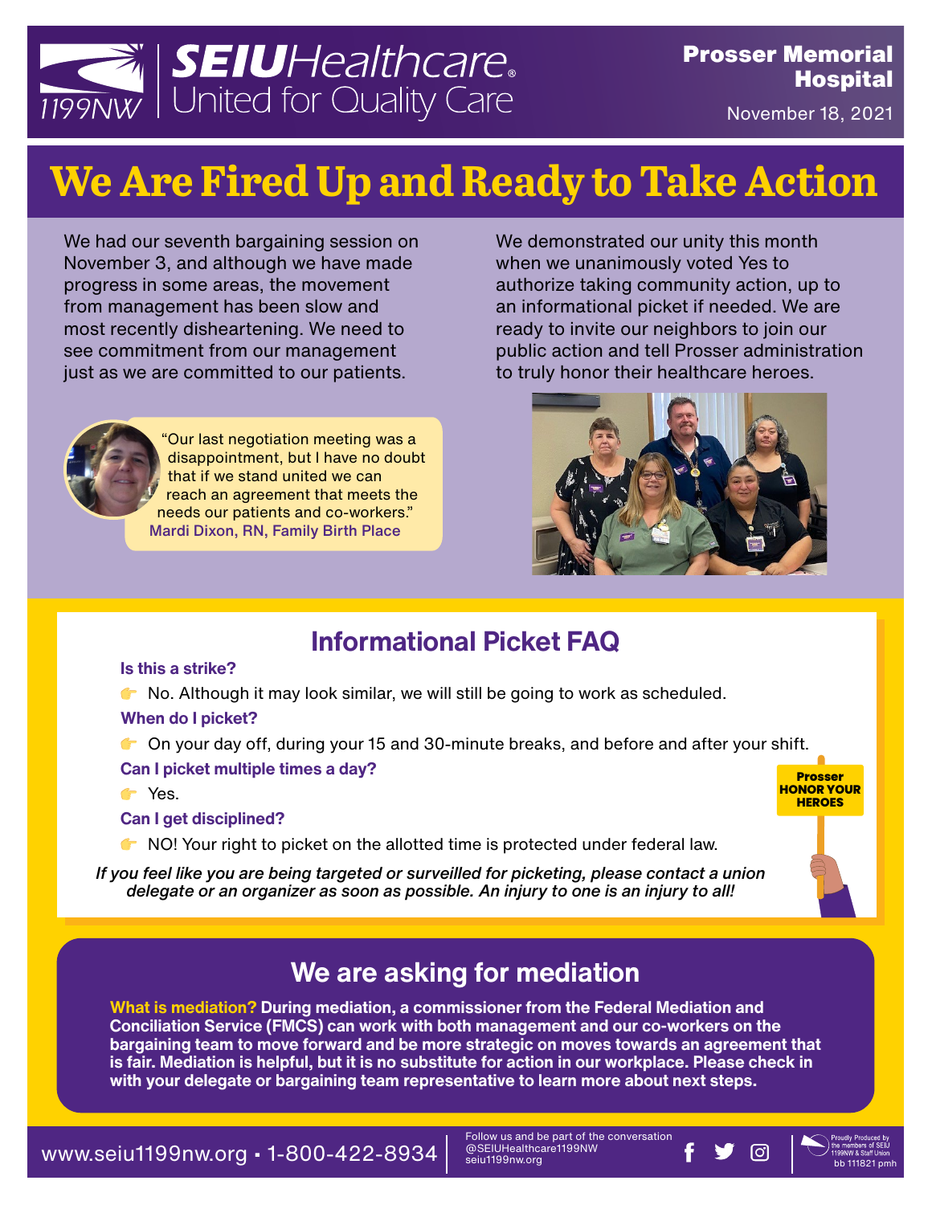SEIU Healthcare 1199NW
United for Quality Care

**Prosser Memorial Hospital**

November 18, 2021

# We Are Fired Up and Ready to Take Action

We had our seventh bargaining session on November 3, and although we have made progress in some areas, the movement from management has been slow and most recently disheartening. We need to see commitment from our management just as we are committed to our patients.

"Our last negotiation meeting was a disappointment, but I have no doubt that if we stand united we can reach an agreement that meets the needs our patients and co-workers."
Mardi Dixon, RN, Family Birth Place

We demonstrated our unity this month when we unanimously voted Yes to authorize taking community action, up to an informational picket if needed. We are ready to invite our neighbors to join our public action and tell Prosser administration to truly honor their healthcare heroes.

## Informational Picket FAQ

**Is this a strike?**

- No. Although it may look similar, we will still be going to work as scheduled.

**When do I picket?**

- On your day off, during your 15 and 30-minute breaks, and before and after your shift.

**Can I picket multiple times a day?**

- Yes.

**Can I get disciplined?**

- NO! Your right to picket on the allotted time is protected under federal law.

*If you feel like you are being targeted or surveilled for picketing, please contact a union delegate or an organizer as soon as possible. An injury to one is an injury to all!*

Prosser HONOR YOUR HEROES

## We are asking for mediation

**What is mediation? During mediation, a commissioner from the Federal Mediation and Conciliation Service (FMCS) can work with both management and our co-workers on the bargaining team to move forward and be more strategic on moves towards an agreement that is fair. Mediation is helpful, but it is no substitute for action in our workplace. Please check in with your delegate or bargaining team representative to learn more about next steps.**

www.seiu1199nw.org • 1-800-422-8934

Follow us and be part of the conversation
@SEIUHealthcare1199NW
seiu1199nw.org

Proudly Produced by the members of SEIU 1199NW & Staff Union
bb 111821 pmh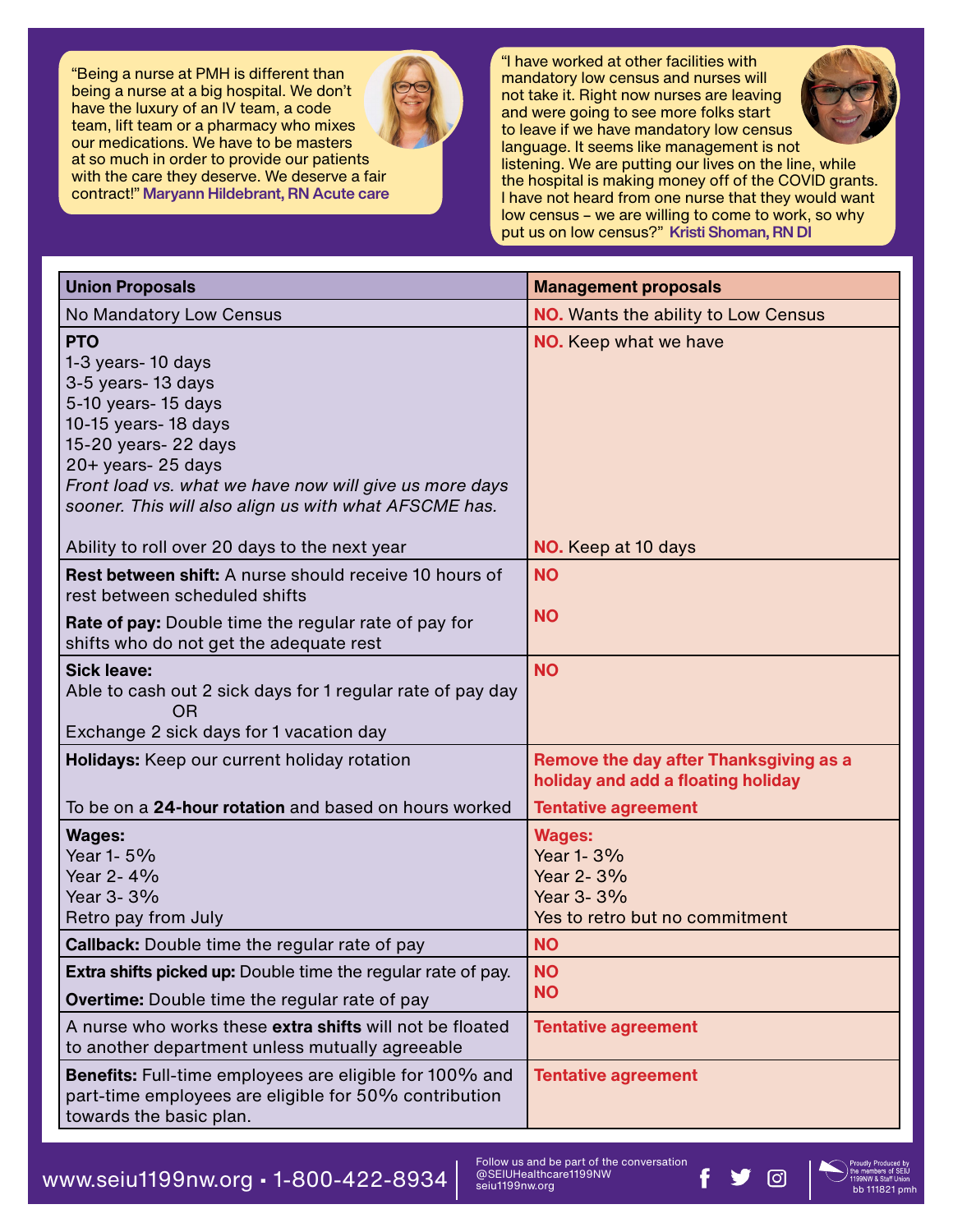"Being a nurse at PMH is different than being a nurse at a big hospital. We don't have the luxury of an IV team, a code team, lift team or a pharmacy who mixes our medications. We have to be masters at so much in order to provide our patients with the care they deserve. We deserve a fair contract!" **Maryann Hildebrant, RN Acute care**

"I have worked at other facilities with mandatory low census and nurses will not take it. Right now nurses are leaving and were going to see more folks start to leave if we have mandatory low census language. It seems like management is not listening. We are putting our lives on the line, while the hospital is making money off of the COVID grants. I have not heard from one nurse that they would want low census – we are willing to come to work, so why put us on low census?" **Kristi Shoman, RN DI**

| Union Proposals | Management proposals |
|---|---|
| No Mandatory Low Census | **NO.** Wants the ability to Low Census |
| **PTO**<br>1-3 years- 10 days<br>3-5 years- 13 days<br>5-10 years- 15 days<br>10-15 years- 18 days<br>15-20 years- 22 days<br>20+ years- 25 days<br>*Front load vs. what we have now will give us more days sooner. This will also align us with what AFSCME has.* | **NO.** Keep what we have |
| Ability to roll over 20 days to the next year | **NO.** Keep at 10 days |
| **Rest between shift:** A nurse should receive 10 hours of rest between scheduled shifts | **NO** |
| **Rate of pay:** Double time the regular rate of pay for shifts who do not get the adequate rest | **NO** |
| **Sick leave:**<br>Able to cash out 2 sick days for 1 regular rate of pay day<br>OR<br>Exchange 2 sick days for 1 vacation day | **NO** |
| **Holidays:** Keep our current holiday rotation | **Remove the day after Thanksgiving as a holiday and add a floating holiday** |
| To be on a **24-hour rotation** and based on hours worked | **Tentative agreement** |
| **Wages:**<br>Year 1- 5%<br>Year 2- 4%<br>Year 3- 3%<br>Retro pay from July | **Wages:**<br>Year 1- 3%<br>Year 2- 3%<br>Year 3- 3%<br>Yes to retro but no commitment |
| **Callback:** Double time the regular rate of pay | **NO** |
| **Extra shifts picked up:** Double time the regular rate of pay. | **NO** |
| **Overtime:** Double time the regular rate of pay | **NO** |
| A nurse who works these **extra shifts** will not be floated to another department unless mutually agreeable | **Tentative agreement** |
| **Benefits:** Full-time employees are eligible for 100% and part-time employees are eligible for 50% contribution towards the basic plan. | **Tentative agreement** |

www.seiu1199nw.org • 1-800-422-8934

Follow us and be part of the conversation
@SEIUHealthcare1199NW
seiu1199nw.org

Proudly Produced by the members of SEIU 1199NW & Staff Union
bb 111821 pmh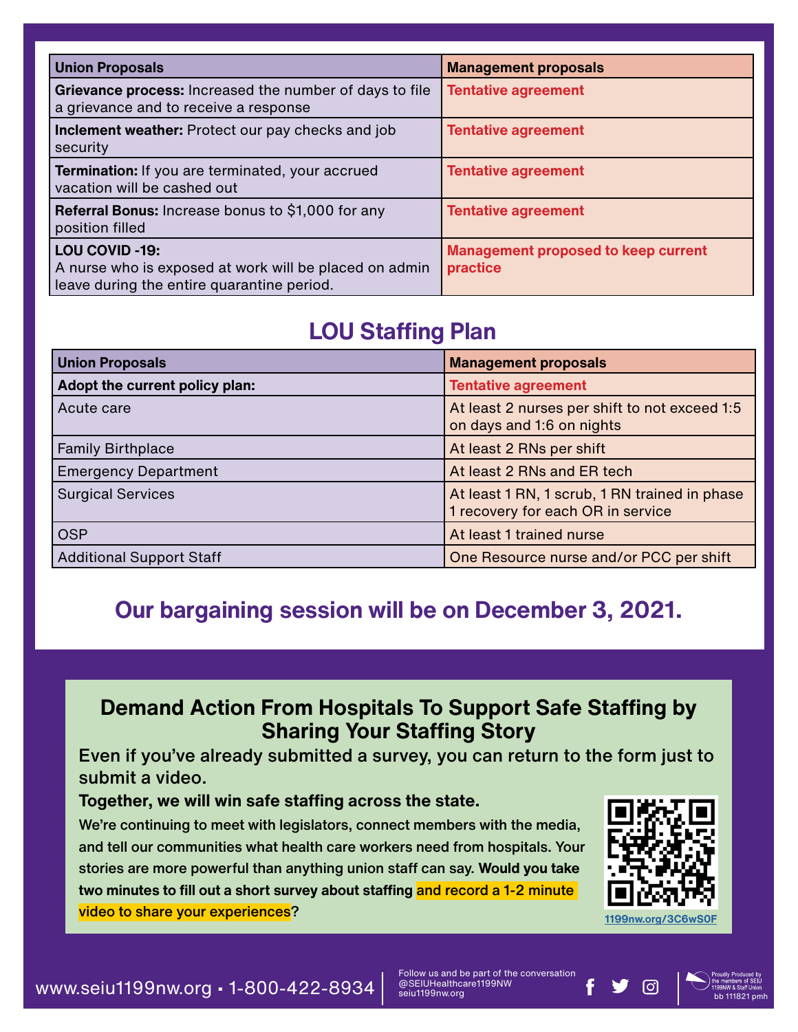| Union Proposals | Management proposals |
| --- | --- |
| **Grievance process:** Increased the number of days to file a grievance and to receive a response | **Tentative agreement** |
| **Inclement weather:** Protect our pay checks and job security | **Tentative agreement** |
| **Termination:** If you are terminated, your accrued vacation will be cashed out | **Tentative agreement** |
| **Referral Bonus:** Increase bonus to $1,000 for any position filled | **Tentative agreement** |
| **LOU COVID -19:** A nurse who is exposed at work will be placed on admin leave during the entire quarantine period. | **Management proposed to keep current practice** |

## LOU Staffing Plan

| Union Proposals | Management proposals |
| --- | --- |
| **Adopt the current policy plan:** | **Tentative agreement** |
| Acute care | At least 2 nurses per shift to not exceed 1:5 on days and 1:6 on nights |
| Family Birthplace | At least 2 RNs per shift |
| Emergency Department | At least 2 RNs and ER tech |
| Surgical Services | At least 1 RN, 1 scrub, 1 RN trained in phase 1 recovery for each OR in service |
| OSP | At least 1 trained nurse |
| Additional Support Staff | One Resource nurse and/or PCC per shift |

## Our bargaining session will be on December 3, 2021.

### Demand Action From Hospitals To Support Safe Staffing by Sharing Your Staffing Story

**Even if you've already submitted a survey, you can return to the form just to submit a video.**

**Together, we will win safe staffing across the state.**

We're continuing to meet with legislators, connect members with the media, and tell our communities what health care workers need from hospitals. Your stories are more powerful than anything union staff can say. **Would you take two minutes to fill out a short survey about staffing and record a 1-2 minute video to share your experiences?**

1199nw.org/3C6wS0F

www.seiu1199nw.org • 1-800-422-8934

Follow us and be part of the conversation
@SEIUHealthcare1199NW
seiu1199nw.org

Proudly Produced by the members of SEIU 1199NW & Staff Union
bb 111821 pmh